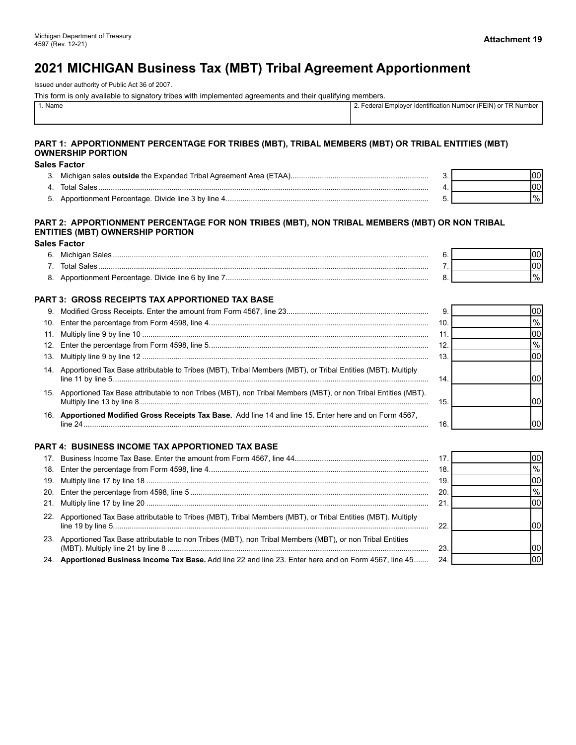Michigan Department of Treasury
4597 (Rev. 12-21)

**Attachment 19**

# 2021 MICHIGAN Business Tax (MBT) Tribal Agreement Apportionment

Issued under authority of Public Act 36 of 2007.

This form is only available to signatory tribes with implemented agreements and their qualifying members.

| 1. Name | 2. Federal Employer Identification Number (FEIN) or TR Number |
|---|---|
| | |

## PART 1: APPORTIONMENT PERCENTAGE FOR TRIBES (MBT), TRIBAL MEMBERS (MBT) OR TRIBAL ENTITIES (MBT) OWNERSHIP PORTION

**Sales Factor**

| Line | Description | Line | Amount |
|---|---|---|---|
| 3. | Michigan sales **outside** the Expanded Tribal Agreement Area (ETAA) | 3. | 00 |
| 4. | Total Sales | 4. | 00 |
| 5. | Apportionment Percentage. Divide line 3 by line 4 | 5. | % |

## PART 2: APPORTIONMENT PERCENTAGE FOR NON TRIBES (MBT), NON TRIBAL MEMBERS (MBT) OR NON TRIBAL ENTITIES (MBT) OWNERSHIP PORTION

**Sales Factor**

| Line | Description | Line | Amount |
|---|---|---|---|
| 6. | Michigan Sales | 6. | 00 |
| 7. | Total Sales | 7. | 00 |
| 8. | Apportionment Percentage. Divide line 6 by line 7 | 8. | % |

## PART 3: GROSS RECEIPTS TAX APPORTIONED TAX BASE

| Line | Description | Line | Amount |
|---|---|---|---|
| 9. | Modified Gross Receipts. Enter the amount from Form 4567, line 23 | 9. | 00 |
| 10. | Enter the percentage from Form 4598, line 4 | 10. | % |
| 11. | Multiply line 9 by line 10 | 11. | 00 |
| 12. | Enter the percentage from Form 4598, line 5 | 12. | % |
| 13. | Multiply line 9 by line 12 | 13. | 00 |
| 14. | Apportioned Tax Base attributable to Tribes (MBT), Tribal Members (MBT), or Tribal Entities (MBT). Multiply line 11 by line 5 | 14. | 00 |
| 15. | Apportioned Tax Base attributable to non Tribes (MBT), non Tribal Members (MBT), or non Tribal Entities (MBT). Multiply line 13 by line 8 | 15. | 00 |
| 16. | **Apportioned Modified Gross Receipts Tax Base.** Add line 14 and line 15. Enter here and on Form 4567, line 24 | 16. | 00 |

## PART 4: BUSINESS INCOME TAX APPORTIONED TAX BASE

| Line | Description | Line | Amount |
|---|---|---|---|
| 17. | Business Income Tax Base. Enter the amount from Form 4567, line 44 | 17. | 00 |
| 18. | Enter the percentage from Form 4598, line 4 | 18. | % |
| 19. | Multiply line 17 by line 18 | 19. | 00 |
| 20. | Enter the percentage from 4598, line 5 | 20. | % |
| 21. | Multiply line 17 by line 20 | 21. | 00 |
| 22. | Apportioned Tax Base attributable to Tribes (MBT), Tribal Members (MBT), or Tribal Entities (MBT). Multiply line 19 by line 5 | 22. | 00 |
| 23. | Apportioned Tax Base attributable to non Tribes (MBT), non Tribal Members (MBT), or non Tribal Entities (MBT). Multiply line 21 by line 8 | 23. | 00 |
| 24. | **Apportioned Business Income Tax Base.** Add line 22 and line 23. Enter here and on Form 4567, line 45 | 24. | 00 |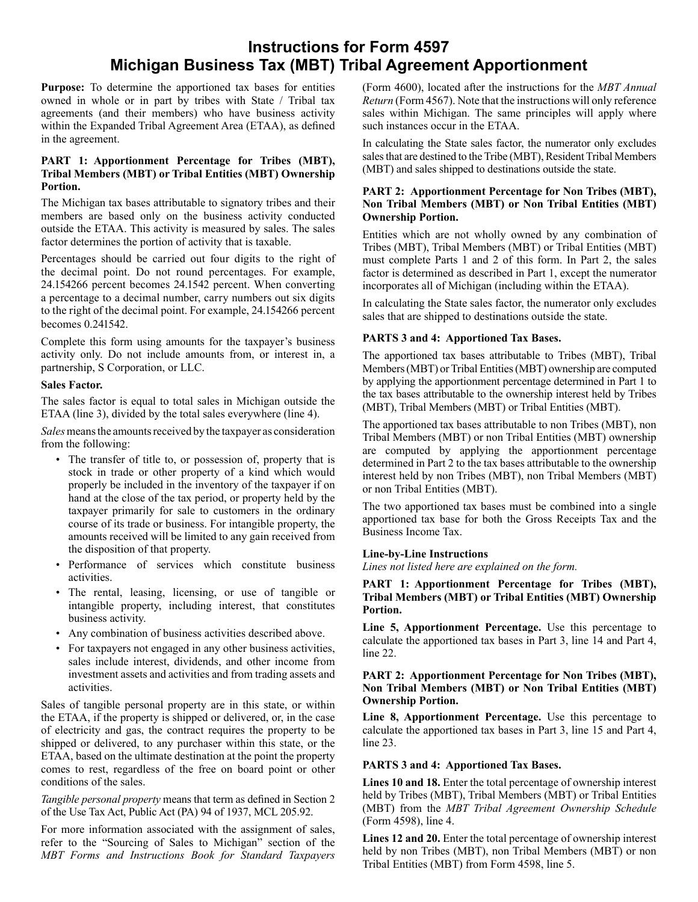# Instructions for Form 4597 Michigan Business Tax (MBT) Tribal Agreement Apportionment

**Purpose:** To determine the apportioned tax bases for entities owned in whole or in part by tribes with State / Tribal tax agreements (and their members) who have business activity within the Expanded Tribal Agreement Area (ETAA), as defined in the agreement.

**PART 1: Apportionment Percentage for Tribes (MBT), Tribal Members (MBT) or Tribal Entities (MBT) Ownership Portion.**

The Michigan tax bases attributable to signatory tribes and their members are based only on the business activity conducted outside the ETAA. This activity is measured by sales. The sales factor determines the portion of activity that is taxable.

Percentages should be carried out four digits to the right of the decimal point. Do not round percentages. For example, 24.154266 percent becomes 24.1542 percent. When converting a percentage to a decimal number, carry numbers out six digits to the right of the decimal point. For example, 24.154266 percent becomes 0.241542.

Complete this form using amounts for the taxpayer's business activity only. Do not include amounts from, or interest in, a partnership, S Corporation, or LLC.

**Sales Factor.**

The sales factor is equal to total sales in Michigan outside the ETAA (line 3), divided by the total sales everywhere (line 4).

*Sales* means the amounts received by the taxpayer as consideration from the following:

- The transfer of title to, or possession of, property that is stock in trade or other property of a kind which would properly be included in the inventory of the taxpayer if on hand at the close of the tax period, or property held by the taxpayer primarily for sale to customers in the ordinary course of its trade or business. For intangible property, the amounts received will be limited to any gain received from the disposition of that property.
- Performance of services which constitute business activities.
- The rental, leasing, licensing, or use of tangible or intangible property, including interest, that constitutes business activity.
- Any combination of business activities described above.
- For taxpayers not engaged in any other business activities, sales include interest, dividends, and other income from investment assets and activities and from trading assets and activities.

Sales of tangible personal property are in this state, or within the ETAA, if the property is shipped or delivered, or, in the case of electricity and gas, the contract requires the property to be shipped or delivered, to any purchaser within this state, or the ETAA, based on the ultimate destination at the point the property comes to rest, regardless of the free on board point or other conditions of the sales.

*Tangible personal property* means that term as defined in Section 2 of the Use Tax Act, Public Act (PA) 94 of 1937, MCL 205.92.

For more information associated with the assignment of sales, refer to the "Sourcing of Sales to Michigan" section of the *MBT Forms and Instructions Book for Standard Taxpayers* (Form 4600), located after the instructions for the *MBT Annual Return* (Form 4567). Note that the instructions will only reference sales within Michigan. The same principles will apply where such instances occur in the ETAA.

In calculating the State sales factor, the numerator only excludes sales that are destined to the Tribe (MBT), Resident Tribal Members (MBT) and sales shipped to destinations outside the state.

**PART 2: Apportionment Percentage for Non Tribes (MBT), Non Tribal Members (MBT) or Non Tribal Entities (MBT) Ownership Portion.**

Entities which are not wholly owned by any combination of Tribes (MBT), Tribal Members (MBT) or Tribal Entities (MBT) must complete Parts 1 and 2 of this form. In Part 2, the sales factor is determined as described in Part 1, except the numerator incorporates all of Michigan (including within the ETAA).

In calculating the State sales factor, the numerator only excludes sales that are shipped to destinations outside the state.

**PARTS 3 and 4: Apportioned Tax Bases.**

The apportioned tax bases attributable to Tribes (MBT), Tribal Members (MBT) or Tribal Entities (MBT) ownership are computed by applying the apportionment percentage determined in Part 1 to the tax bases attributable to the ownership interest held by Tribes (MBT), Tribal Members (MBT) or Tribal Entities (MBT).

The apportioned tax bases attributable to non Tribes (MBT), non Tribal Members (MBT) or non Tribal Entities (MBT) ownership are computed by applying the apportionment percentage determined in Part 2 to the tax bases attributable to the ownership interest held by non Tribes (MBT), non Tribal Members (MBT) or non Tribal Entities (MBT).

The two apportioned tax bases must be combined into a single apportioned tax base for both the Gross Receipts Tax and the Business Income Tax.

**Line-by-Line Instructions**

*Lines not listed here are explained on the form.*

**PART 1: Apportionment Percentage for Tribes (MBT), Tribal Members (MBT) or Tribal Entities (MBT) Ownership Portion.**

**Line 5, Apportionment Percentage.** Use this percentage to calculate the apportioned tax bases in Part 3, line 14 and Part 4, line 22.

**PART 2: Apportionment Percentage for Non Tribes (MBT), Non Tribal Members (MBT) or Non Tribal Entities (MBT) Ownership Portion.**

**Line 8, Apportionment Percentage.** Use this percentage to calculate the apportioned tax bases in Part 3, line 15 and Part 4, line 23.

**PARTS 3 and 4: Apportioned Tax Bases.**

**Lines 10 and 18.** Enter the total percentage of ownership interest held by Tribes (MBT), Tribal Members (MBT) or Tribal Entities (MBT) from the *MBT Tribal Agreement Ownership Schedule* (Form 4598), line 4.

**Lines 12 and 20.** Enter the total percentage of ownership interest held by non Tribes (MBT), non Tribal Members (MBT) or non Tribal Entities (MBT) from Form 4598, line 5.